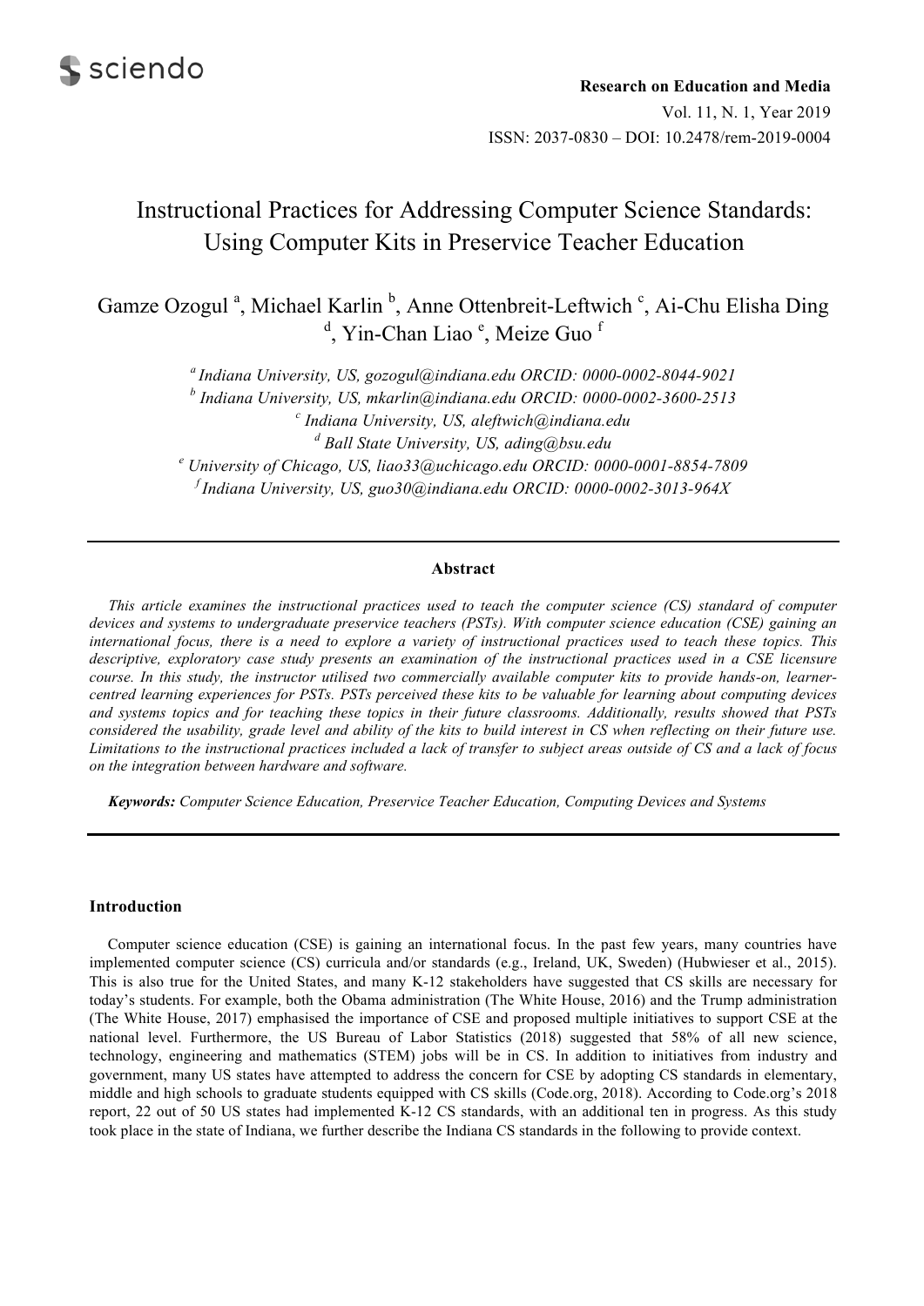sciendo

**Research on Education and Media**
Vol. 11, N. 1, Year 2019
ISSN: 2037-0830 – DOI: 10.2478/rem-2019-0004

# Instructional Practices for Addressing Computer Science Standards: Using Computer Kits in Preservice Teacher Education

Gamze Ozogul [a], Michael Karlin [b], Anne Ottenbreit-Leftwich [c], Ai-Chu Elisha Ding [d], Yin-Chan Liao [e], Meize Guo [f]

[a] *Indiana University, US, gozogul@indiana.edu ORCID: 0000-0002-8044-9021*
[b] *Indiana University, US, mkarlin@indiana.edu ORCID: 0000-0002-3600-2513*
[c] *Indiana University, US, aleftwich@indiana.edu*
[d] *Ball State University, US, ading@bsu.edu*
[e] *University of Chicago, US, liao33@uchicago.edu ORCID: 0000-0001-8854-7809*
[f] *Indiana University, US, guo30@indiana.edu ORCID: 0000-0002-3013-964X*

## Abstract

*This article examines the instructional practices used to teach the computer science (CS) standard of computer devices and systems to undergraduate preservice teachers (PSTs). With computer science education (CSE) gaining an international focus, there is a need to explore a variety of instructional practices used to teach these topics. This descriptive, exploratory case study presents an examination of the instructional practices used in a CSE licensure course. In this study, the instructor utilised two commercially available computer kits to provide hands-on, learner-centred learning experiences for PSTs. PSTs perceived these kits to be valuable for learning about computing devices and systems topics and for teaching these topics in their future classrooms. Additionally, results showed that PSTs considered the usability, grade level and ability of the kits to build interest in CS when reflecting on their future use. Limitations to the instructional practices included a lack of transfer to subject areas outside of CS and a lack of focus on the integration between hardware and software.*

***Keywords:*** *Computer Science Education, Preservice Teacher Education, Computing Devices and Systems*

## Introduction

Computer science education (CSE) is gaining an international focus. In the past few years, many countries have implemented computer science (CS) curricula and/or standards (e.g., Ireland, UK, Sweden) (Hubwieser et al., 2015). This is also true for the United States, and many K-12 stakeholders have suggested that CS skills are necessary for today's students. For example, both the Obama administration (The White House, 2016) and the Trump administration (The White House, 2017) emphasised the importance of CSE and proposed multiple initiatives to support CSE at the national level. Furthermore, the US Bureau of Labor Statistics (2018) suggested that 58% of all new science, technology, engineering and mathematics (STEM) jobs will be in CS. In addition to initiatives from industry and government, many US states have attempted to address the concern for CSE by adopting CS standards in elementary, middle and high schools to graduate students equipped with CS skills (Code.org, 2018). According to Code.org's 2018 report, 22 out of 50 US states had implemented K-12 CS standards, with an additional ten in progress. As this study took place in the state of Indiana, we further describe the Indiana CS standards in the following to provide context.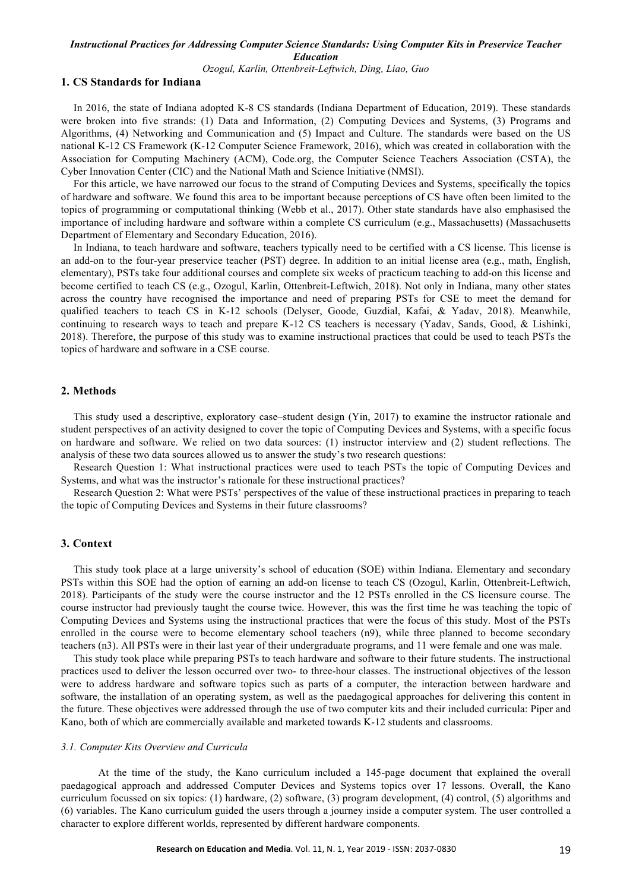## 1. CS Standards for Indiana

In 2016, the state of Indiana adopted K-8 CS standards (Indiana Department of Education, 2019). These standards were broken into five strands: (1) Data and Information, (2) Computing Devices and Systems, (3) Programs and Algorithms, (4) Networking and Communication and (5) Impact and Culture. The standards were based on the US national K-12 CS Framework (K-12 Computer Science Framework, 2016), which was created in collaboration with the Association for Computing Machinery (ACM), Code.org, the Computer Science Teachers Association (CSTA), the Cyber Innovation Center (CIC) and the National Math and Science Initiative (NMSI).

For this article, we have narrowed our focus to the strand of Computing Devices and Systems, specifically the topics of hardware and software. We found this area to be important because perceptions of CS have often been limited to the topics of programming or computational thinking (Webb et al., 2017). Other state standards have also emphasised the importance of including hardware and software within a complete CS curriculum (e.g., Massachusetts) (Massachusetts Department of Elementary and Secondary Education, 2016).

In Indiana, to teach hardware and software, teachers typically need to be certified with a CS license. This license is an add-on to the four-year preservice teacher (PST) degree. In addition to an initial license area (e.g., math, English, elementary), PSTs take four additional courses and complete six weeks of practicum teaching to add-on this license and become certified to teach CS (e.g., Ozogul, Karlin, Ottenbreit-Leftwich, 2018). Not only in Indiana, many other states across the country have recognised the importance and need of preparing PSTs for CSE to meet the demand for qualified teachers to teach CS in K-12 schools (Delyser, Goode, Guzdial, Kafai, & Yadav, 2018). Meanwhile, continuing to research ways to teach and prepare K-12 CS teachers is necessary (Yadav, Sands, Good, & Lishinki, 2018). Therefore, the purpose of this study was to examine instructional practices that could be used to teach PSTs the topics of hardware and software in a CSE course.

## 2. Methods

This study used a descriptive, exploratory case–student design (Yin, 2017) to examine the instructor rationale and student perspectives of an activity designed to cover the topic of Computing Devices and Systems, with a specific focus on hardware and software. We relied on two data sources: (1) instructor interview and (2) student reflections. The analysis of these two data sources allowed us to answer the study's two research questions:

Research Question 1: What instructional practices were used to teach PSTs the topic of Computing Devices and Systems, and what was the instructor's rationale for these instructional practices?

Research Question 2: What were PSTs' perspectives of the value of these instructional practices in preparing to teach the topic of Computing Devices and Systems in their future classrooms?

## 3. Context

This study took place at a large university's school of education (SOE) within Indiana. Elementary and secondary PSTs within this SOE had the option of earning an add-on license to teach CS (Ozogul, Karlin, Ottenbreit-Leftwich, 2018). Participants of the study were the course instructor and the 12 PSTs enrolled in the CS licensure course. The course instructor had previously taught the course twice. However, this was the first time he was teaching the topic of Computing Devices and Systems using the instructional practices that were the focus of this study. Most of the PSTs enrolled in the course were to become elementary school teachers (n9), while three planned to become secondary teachers (n3). All PSTs were in their last year of their undergraduate programs, and 11 were female and one was male.

This study took place while preparing PSTs to teach hardware and software to their future students. The instructional practices used to deliver the lesson occurred over two- to three-hour classes. The instructional objectives of the lesson were to address hardware and software topics such as parts of a computer, the interaction between hardware and software, the installation of an operating system, as well as the paedagogical approaches for delivering this content in the future. These objectives were addressed through the use of two computer kits and their included curricula: Piper and Kano, both of which are commercially available and marketed towards K-12 students and classrooms.

### *3.1. Computer Kits Overview and Curricula*

At the time of the study, the Kano curriculum included a 145-page document that explained the overall paedagogical approach and addressed Computer Devices and Systems topics over 17 lessons. Overall, the Kano curriculum focussed on six topics: (1) hardware, (2) software, (3) program development, (4) control, (5) algorithms and (6) variables. The Kano curriculum guided the users through a journey inside a computer system. The user controlled a character to explore different worlds, represented by different hardware components.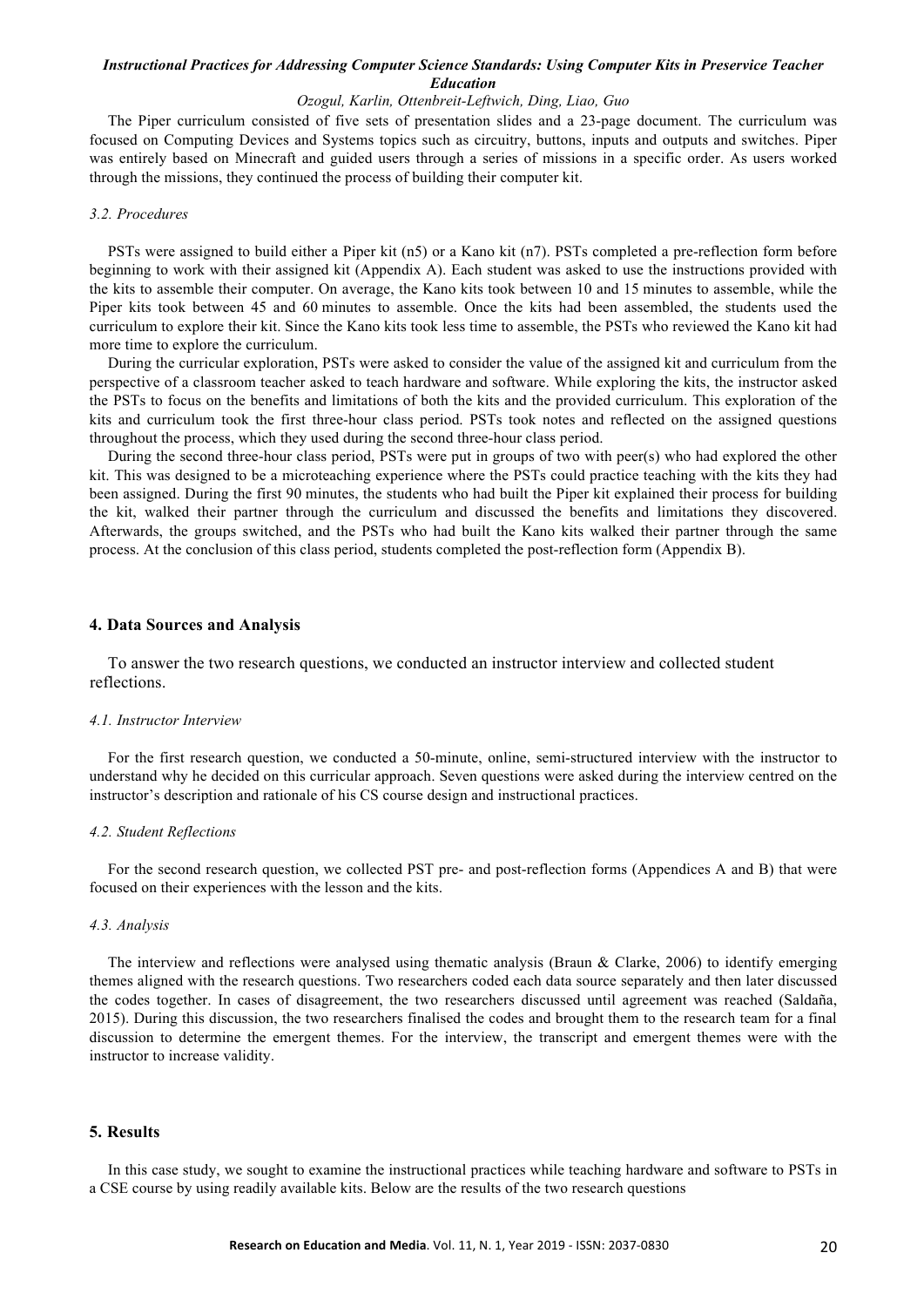The Piper curriculum consisted of five sets of presentation slides and a 23-page document. The curriculum was focused on Computing Devices and Systems topics such as circuitry, buttons, inputs and outputs and switches. Piper was entirely based on Minecraft and guided users through a series of missions in a specific order. As users worked through the missions, they continued the process of building their computer kit.

### *3.2. Procedures*

PSTs were assigned to build either a Piper kit (n5) or a Kano kit (n7). PSTs completed a pre-reflection form before beginning to work with their assigned kit (Appendix A). Each student was asked to use the instructions provided with the kits to assemble their computer. On average, the Kano kits took between 10 and 15 minutes to assemble, while the Piper kits took between 45 and 60 minutes to assemble. Once the kits had been assembled, the students used the curriculum to explore their kit. Since the Kano kits took less time to assemble, the PSTs who reviewed the Kano kit had more time to explore the curriculum.

During the curricular exploration, PSTs were asked to consider the value of the assigned kit and curriculum from the perspective of a classroom teacher asked to teach hardware and software. While exploring the kits, the instructor asked the PSTs to focus on the benefits and limitations of both the kits and the provided curriculum. This exploration of the kits and curriculum took the first three-hour class period. PSTs took notes and reflected on the assigned questions throughout the process, which they used during the second three-hour class period.

During the second three-hour class period, PSTs were put in groups of two with peer(s) who had explored the other kit. This was designed to be a microteaching experience where the PSTs could practice teaching with the kits they had been assigned. During the first 90 minutes, the students who had built the Piper kit explained their process for building the kit, walked their partner through the curriculum and discussed the benefits and limitations they discovered. Afterwards, the groups switched, and the PSTs who had built the Kano kits walked their partner through the same process. At the conclusion of this class period, students completed the post-reflection form (Appendix B).

## 4. Data Sources and Analysis

To answer the two research questions, we conducted an instructor interview and collected student reflections.

### *4.1. Instructor Interview*

For the first research question, we conducted a 50-minute, online, semi-structured interview with the instructor to understand why he decided on this curricular approach. Seven questions were asked during the interview centred on the instructor's description and rationale of his CS course design and instructional practices.

### *4.2. Student Reflections*

For the second research question, we collected PST pre- and post-reflection forms (Appendices A and B) that were focused on their experiences with the lesson and the kits.

### *4.3. Analysis*

The interview and reflections were analysed using thematic analysis (Braun & Clarke, 2006) to identify emerging themes aligned with the research questions. Two researchers coded each data source separately and then later discussed the codes together. In cases of disagreement, the two researchers discussed until agreement was reached (Saldaña, 2015). During this discussion, the two researchers finalised the codes and brought them to the research team for a final discussion to determine the emergent themes. For the interview, the transcript and emergent themes were with the instructor to increase validity.

## 5. Results

In this case study, we sought to examine the instructional practices while teaching hardware and software to PSTs in a CSE course by using readily available kits. Below are the results of the two research questions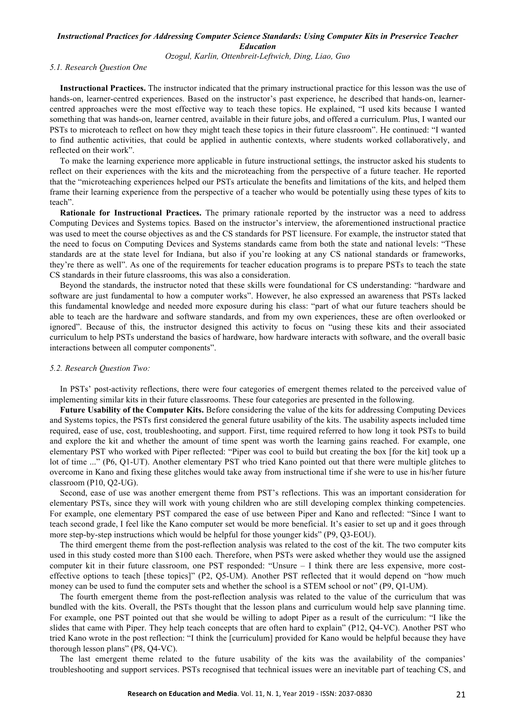### 5.1. Research Question One

**Instructional Practices.** The instructor indicated that the primary instructional practice for this lesson was the use of hands-on, learner-centred experiences. Based on the instructor's past experience, he described that hands-on, learner-centred approaches were the most effective way to teach these topics. He explained, "I used kits because I wanted something that was hands-on, learner centred, available in their future jobs, and offered a curriculum. Plus, I wanted our PSTs to microteach to reflect on how they might teach these topics in their future classroom". He continued: "I wanted to find authentic activities, that could be applied in authentic contexts, where students worked collaboratively, and reflected on their work".

To make the learning experience more applicable in future instructional settings, the instructor asked his students to reflect on their experiences with the kits and the microteaching from the perspective of a future teacher. He reported that the "microteaching experiences helped our PSTs articulate the benefits and limitations of the kits, and helped them frame their learning experience from the perspective of a teacher who would be potentially using these types of kits to teach".

**Rationale for Instructional Practices.** The primary rationale reported by the instructor was a need to address Computing Devices and Systems topics. Based on the instructor's interview, the aforementioned instructional practice was used to meet the course objectives as and the CS standards for PST licensure. For example, the instructor stated that the need to focus on Computing Devices and Systems standards came from both the state and national levels: "These standards are at the state level for Indiana, but also if you're looking at any CS national standards or frameworks, they're there as well". As one of the requirements for teacher education programs is to prepare PSTs to teach the state CS standards in their future classrooms, this was also a consideration.

Beyond the standards, the instructor noted that these skills were foundational for CS understanding: "hardware and software are just fundamental to how a computer works". However, he also expressed an awareness that PSTs lacked this fundamental knowledge and needed more exposure during his class: "part of what our future teachers should be able to teach are the hardware and software standards, and from my own experiences, these are often overlooked or ignored". Because of this, the instructor designed this activity to focus on "using these kits and their associated curriculum to help PSTs understand the basics of hardware, how hardware interacts with software, and the overall basic interactions between all computer components".

### 5.2. Research Question Two:

In PSTs' post-activity reflections, there were four categories of emergent themes related to the perceived value of implementing similar kits in their future classrooms. These four categories are presented in the following.

**Future Usability of the Computer Kits.** Before considering the value of the kits for addressing Computing Devices and Systems topics, the PSTs first considered the general future usability of the kits. The usability aspects included time required, ease of use, cost, troubleshooting, and support. First, time required referred to how long it took PSTs to build and explore the kit and whether the amount of time spent was worth the learning gains reached. For example, one elementary PST who worked with Piper reflected: "Piper was cool to build but creating the box [for the kit] took up a lot of time ..." (P6, Q1-UT). Another elementary PST who tried Kano pointed out that there were multiple glitches to overcome in Kano and fixing these glitches would take away from instructional time if she were to use in his/her future classroom (P10, Q2-UG).

Second, ease of use was another emergent theme from PST's reflections. This was an important consideration for elementary PSTs, since they will work with young children who are still developing complex thinking competencies. For example, one elementary PST compared the ease of use between Piper and Kano and reflected: "Since I want to teach second grade, I feel like the Kano computer set would be more beneficial. It's easier to set up and it goes through more step-by-step instructions which would be helpful for those younger kids" (P9, Q3-EOU).

The third emergent theme from the post-reflection analysis was related to the cost of the kit. The two computer kits used in this study costed more than $100 each. Therefore, when PSTs were asked whether they would use the assigned computer kit in their future classroom, one PST responded: "Unsure – I think there are less expensive, more cost-effective options to teach [these topics]" (P2, Q5-UM). Another PST reflected that it would depend on "how much money can be used to fund the computer sets and whether the school is a STEM school or not" (P9, Q1-UM).

The fourth emergent theme from the post-reflection analysis was related to the value of the curriculum that was bundled with the kits. Overall, the PSTs thought that the lesson plans and curriculum would help save planning time. For example, one PST pointed out that she would be willing to adopt Piper as a result of the curriculum: "I like the slides that came with Piper. They help teach concepts that are often hard to explain" (P12, Q4-VC). Another PST who tried Kano wrote in the post reflection: "I think the [curriculum] provided for Kano would be helpful because they have thorough lesson plans" (P8, Q4-VC).

The last emergent theme related to the future usability of the kits was the availability of the companies' troubleshooting and support services. PSTs recognised that technical issues were an inevitable part of teaching CS, and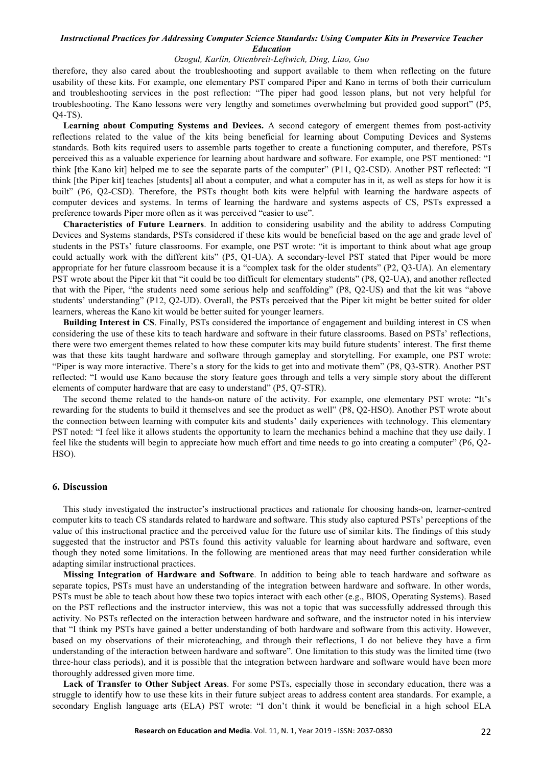therefore, they also cared about the troubleshooting and support available to them when reflecting on the future usability of these kits. For example, one elementary PST compared Piper and Kano in terms of both their curriculum and troubleshooting services in the post reflection: "The piper had good lesson plans, but not very helpful for troubleshooting. The Kano lessons were very lengthy and sometimes overwhelming but provided good support" (P5, Q4-TS).

**Learning about Computing Systems and Devices.** A second category of emergent themes from post-activity reflections related to the value of the kits being beneficial for learning about Computing Devices and Systems standards. Both kits required users to assemble parts together to create a functioning computer, and therefore, PSTs perceived this as a valuable experience for learning about hardware and software. For example, one PST mentioned: "I think [the Kano kit] helped me to see the separate parts of the computer" (P11, Q2-CSD). Another PST reflected: "I think [the Piper kit] teaches [students] all about a computer, and what a computer has in it, as well as steps for how it is built" (P6, Q2-CSD). Therefore, the PSTs thought both kits were helpful with learning the hardware aspects of computer devices and systems. In terms of learning the hardware and systems aspects of CS, PSTs expressed a preference towards Piper more often as it was perceived "easier to use".

**Characteristics of Future Learners**. In addition to considering usability and the ability to address Computing Devices and Systems standards, PSTs considered if these kits would be beneficial based on the age and grade level of students in the PSTs' future classrooms. For example, one PST wrote: "it is important to think about what age group could actually work with the different kits" (P5, Q1-UA). A secondary-level PST stated that Piper would be more appropriate for her future classroom because it is a "complex task for the older students" (P2, Q3-UA). An elementary PST wrote about the Piper kit that "it could be too difficult for elementary students" (P8, Q2-UA), and another reflected that with the Piper, "the students need some serious help and scaffolding" (P8, Q2-US) and that the kit was "above students' understanding" (P12, Q2-UD). Overall, the PSTs perceived that the Piper kit might be better suited for older learners, whereas the Kano kit would be better suited for younger learners.

**Building Interest in CS**. Finally, PSTs considered the importance of engagement and building interest in CS when considering the use of these kits to teach hardware and software in their future classrooms. Based on PSTs' reflections, there were two emergent themes related to how these computer kits may build future students' interest. The first theme was that these kits taught hardware and software through gameplay and storytelling. For example, one PST wrote: "Piper is way more interactive. There's a story for the kids to get into and motivate them" (P8, Q3-STR). Another PST reflected: "I would use Kano because the story feature goes through and tells a very simple story about the different elements of computer hardware that are easy to understand" (P5, Q7-STR).

The second theme related to the hands-on nature of the activity. For example, one elementary PST wrote: "It's rewarding for the students to build it themselves and see the product as well" (P8, Q2-HSO). Another PST wrote about the connection between learning with computer kits and students' daily experiences with technology. This elementary PST noted: "I feel like it allows students the opportunity to learn the mechanics behind a machine that they use daily. I feel like the students will begin to appreciate how much effort and time needs to go into creating a computer" (P6, Q2-HSO).

## 6. Discussion

This study investigated the instructor's instructional practices and rationale for choosing hands-on, learner-centred computer kits to teach CS standards related to hardware and software. This study also captured PSTs' perceptions of the value of this instructional practice and the perceived value for the future use of similar kits. The findings of this study suggested that the instructor and PSTs found this activity valuable for learning about hardware and software, even though they noted some limitations. In the following are mentioned areas that may need further consideration while adapting similar instructional practices.

**Missing Integration of Hardware and Software**. In addition to being able to teach hardware and software as separate topics, PSTs must have an understanding of the integration between hardware and software. In other words, PSTs must be able to teach about how these two topics interact with each other (e.g., BIOS, Operating Systems). Based on the PST reflections and the instructor interview, this was not a topic that was successfully addressed through this activity. No PSTs reflected on the interaction between hardware and software, and the instructor noted in his interview that "I think my PSTs have gained a better understanding of both hardware and software from this activity. However, based on my observations of their microteaching, and through their reflections, I do not believe they have a firm understanding of the interaction between hardware and software". One limitation to this study was the limited time (two three-hour class periods), and it is possible that the integration between hardware and software would have been more thoroughly addressed given more time.

**Lack of Transfer to Other Subject Areas**. For some PSTs, especially those in secondary education, there was a struggle to identify how to use these kits in their future subject areas to address content area standards. For example, a secondary English language arts (ELA) PST wrote: "I don't think it would be beneficial in a high school ELA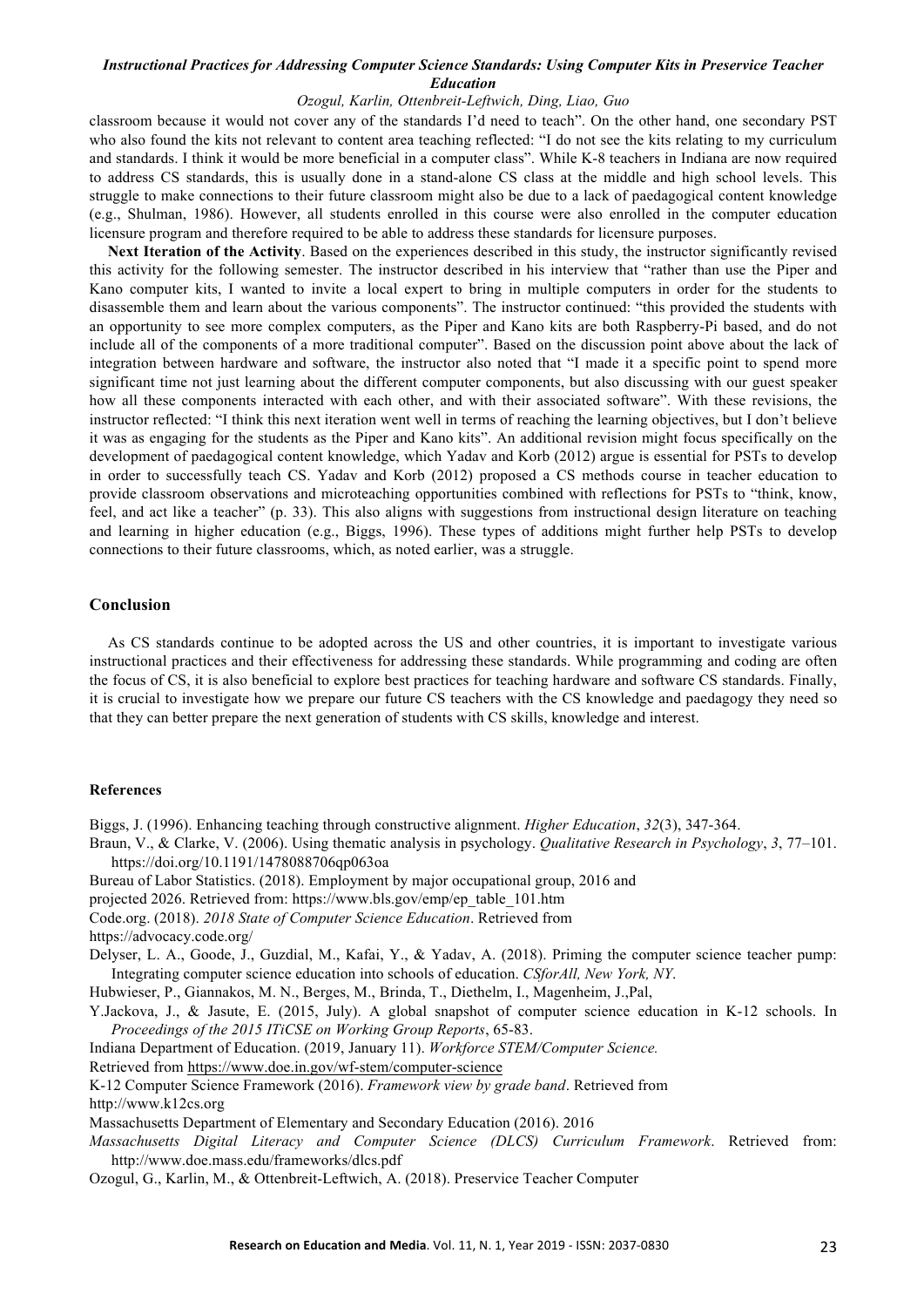classroom because it would not cover any of the standards I'd need to teach". On the other hand, one secondary PST who also found the kits not relevant to content area teaching reflected: "I do not see the kits relating to my curriculum and standards. I think it would be more beneficial in a computer class". While K-8 teachers in Indiana are now required to address CS standards, this is usually done in a stand-alone CS class at the middle and high school levels. This struggle to make connections to their future classroom might also be due to a lack of paedagogical content knowledge (e.g., Shulman, 1986). However, all students enrolled in this course were also enrolled in the computer education licensure program and therefore required to be able to address these standards for licensure purposes.

**Next Iteration of the Activity**. Based on the experiences described in this study, the instructor significantly revised this activity for the following semester. The instructor described in his interview that "rather than use the Piper and Kano computer kits, I wanted to invite a local expert to bring in multiple computers in order for the students to disassemble them and learn about the various components". The instructor continued: "this provided the students with an opportunity to see more complex computers, as the Piper and Kano kits are both Raspberry-Pi based, and do not include all of the components of a more traditional computer". Based on the discussion point above about the lack of integration between hardware and software, the instructor also noted that "I made it a specific point to spend more significant time not just learning about the different computer components, but also discussing with our guest speaker how all these components interacted with each other, and with their associated software". With these revisions, the instructor reflected: "I think this next iteration went well in terms of reaching the learning objectives, but I don't believe it was as engaging for the students as the Piper and Kano kits". An additional revision might focus specifically on the development of paedagogical content knowledge, which Yadav and Korb (2012) argue is essential for PSTs to develop in order to successfully teach CS. Yadav and Korb (2012) proposed a CS methods course in teacher education to provide classroom observations and microteaching opportunities combined with reflections for PSTs to "think, know, feel, and act like a teacher" (p. 33). This also aligns with suggestions from instructional design literature on teaching and learning in higher education (e.g., Biggs, 1996). These types of additions might further help PSTs to develop connections to their future classrooms, which, as noted earlier, was a struggle.

## Conclusion

As CS standards continue to be adopted across the US and other countries, it is important to investigate various instructional practices and their effectiveness for addressing these standards. While programming and coding are often the focus of CS, it is also beneficial to explore best practices for teaching hardware and software CS standards. Finally, it is crucial to investigate how we prepare our future CS teachers with the CS knowledge and paedagogy they need so that they can better prepare the next generation of students with CS skills, knowledge and interest.

### References

Biggs, J. (1996). Enhancing teaching through constructive alignment. *Higher Education*, *32*(3), 347-364.

Braun, V., & Clarke, V. (2006). Using thematic analysis in psychology. *Qualitative Research in Psychology*, *3*, 77–101. https://doi.org/10.1191/1478088706qp063oa

Bureau of Labor Statistics. (2018). Employment by major occupational group, 2016 and projected 2026. Retrieved from: https://www.bls.gov/emp/ep_table_101.htm

Code.org. (2018). *2018 State of Computer Science Education*. Retrieved from https://advocacy.code.org/

Delyser, L. A., Goode, J., Guzdial, M., Kafai, Y., & Yadav, A. (2018). Priming the computer science teacher pump: Integrating computer science education into schools of education. *CSforAll, New York, NY*.

Hubwieser, P., Giannakos, M. N., Berges, M., Brinda, T., Diethelm, I., Magenheim, J.,Pal, Y.Jackova, J., & Jasute, E. (2015, July). A global snapshot of computer science education in K-12 schools. In *Proceedings of the 2015 ITiCSE on Working Group Reports*, 65-83.

Indiana Department of Education. (2019, January 11). *Workforce STEM/Computer Science.* Retrieved from https://www.doe.in.gov/wf-stem/computer-science

K-12 Computer Science Framework (2016). *Framework view by grade band*. Retrieved from http://www.k12cs.org

Massachusetts Department of Elementary and Secondary Education (2016). 2016 *Massachusetts Digital Literacy and Computer Science (DLCS) Curriculum Framework*. Retrieved from: http://www.doe.mass.edu/frameworks/dlcs.pdf

Ozogul, G., Karlin, M., & Ottenbreit-Leftwich, A. (2018). Preservice Teacher Computer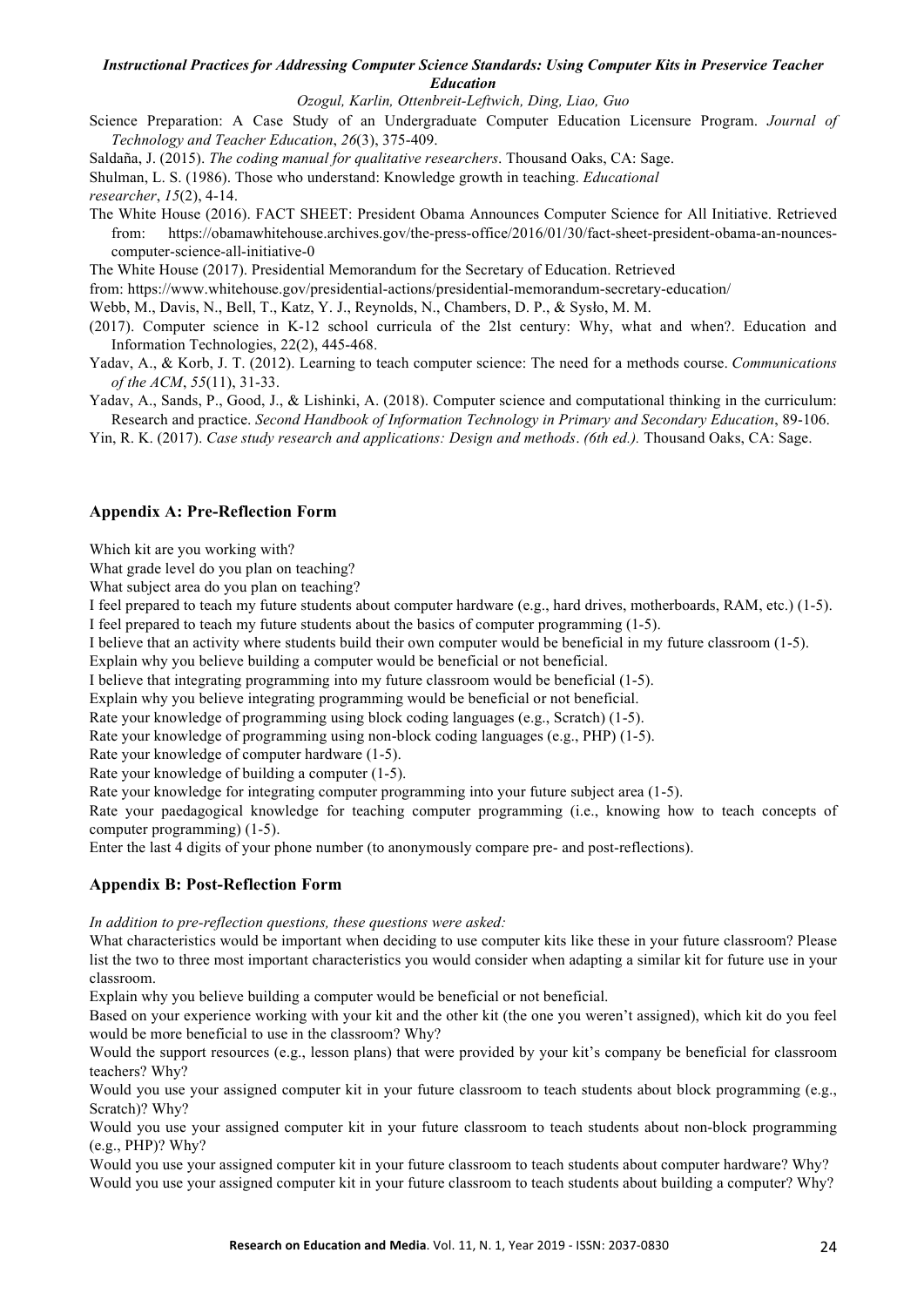Science Preparation: A Case Study of an Undergraduate Computer Education Licensure Program. *Journal of Technology and Teacher Education*, *26*(3), 375-409.

Saldaña, J. (2015). *The coding manual for qualitative researchers*. Thousand Oaks, CA: Sage.

Shulman, L. S. (1986). Those who understand: Knowledge growth in teaching. *Educational researcher*, *15*(2), 4-14.

The White House (2016). FACT SHEET: President Obama Announces Computer Science for All Initiative. Retrieved from: https://obamawhitehouse.archives.gov/the-press-office/2016/01/30/fact-sheet-president-obama-an-nounces-computer-science-all-initiative-0

The White House (2017). Presidential Memorandum for the Secretary of Education. Retrieved from: https://www.whitehouse.gov/presidential-actions/presidential-memorandum-secretary-education/

Webb, M., Davis, N., Bell, T., Katz, Y. J., Reynolds, N., Chambers, D. P., & Sysło, M. M. (2017). Computer science in K-12 school curricula of the 2lst century: Why, what and when?. Education and Information Technologies, 22(2), 445-468.

Yadav, A., & Korb, J. T. (2012). Learning to teach computer science: The need for a methods course. *Communications of the ACM*, *55*(11), 31-33.

Yadav, A., Sands, P., Good, J., & Lishinki, A. (2018). Computer science and computational thinking in the curriculum: Research and practice. *Second Handbook of Information Technology in Primary and Secondary Education*, 89-106.

Yin, R. K. (2017). *Case study research and applications: Design and methods*. *(6th ed.).* Thousand Oaks, CA: Sage.

## Appendix A: Pre-Reflection Form

Which kit are you working with?

What grade level do you plan on teaching?

What subject area do you plan on teaching?

I feel prepared to teach my future students about computer hardware (e.g., hard drives, motherboards, RAM, etc.) (1-5).

I feel prepared to teach my future students about the basics of computer programming (1-5).

I believe that an activity where students build their own computer would be beneficial in my future classroom (1-5).

Explain why you believe building a computer would be beneficial or not beneficial.

I believe that integrating programming into my future classroom would be beneficial (1-5).

Explain why you believe integrating programming would be beneficial or not beneficial.

Rate your knowledge of programming using block coding languages (e.g., Scratch) (1-5).

Rate your knowledge of programming using non-block coding languages (e.g., PHP) (1-5).

Rate your knowledge of computer hardware (1-5).

Rate your knowledge of building a computer (1-5).

Rate your knowledge for integrating computer programming into your future subject area (1-5).

Rate your paedagogical knowledge for teaching computer programming (i.e., knowing how to teach concepts of computer programming) (1-5).

Enter the last 4 digits of your phone number (to anonymously compare pre- and post-reflections).

## Appendix B: Post-Reflection Form

*In addition to pre-reflection questions, these questions were asked:*

What characteristics would be important when deciding to use computer kits like these in your future classroom? Please list the two to three most important characteristics you would consider when adapting a similar kit for future use in your classroom.

Explain why you believe building a computer would be beneficial or not beneficial.

Based on your experience working with your kit and the other kit (the one you weren't assigned), which kit do you feel would be more beneficial to use in the classroom? Why?

Would the support resources (e.g., lesson plans) that were provided by your kit's company be beneficial for classroom teachers? Why?

Would you use your assigned computer kit in your future classroom to teach students about block programming (e.g., Scratch)? Why?

Would you use your assigned computer kit in your future classroom to teach students about non-block programming (e.g., PHP)? Why?

Would you use your assigned computer kit in your future classroom to teach students about computer hardware? Why?

Would you use your assigned computer kit in your future classroom to teach students about building a computer? Why?